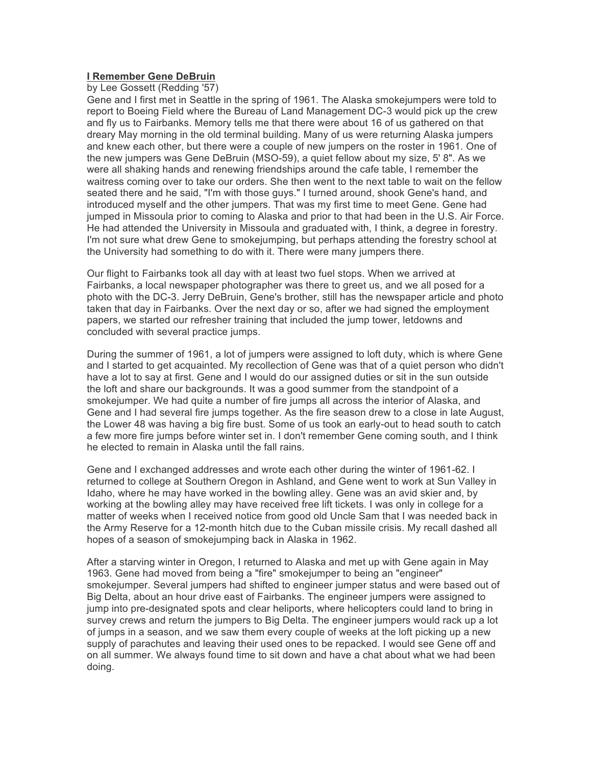**I Remember Gene DeBruin**

by Lee Gossett (Redding '57)

Gene and I first met in Seattle in the spring of 1961. The Alaska smokejumpers were told to report to Boeing Field where the Bureau of Land Management DC-3 would pick up the crew and fly us to Fairbanks. Memory tells me that there were about 16 of us gathered on that dreary May morning in the old terminal building. Many of us were returning Alaska jumpers and knew each other, but there were a couple of new jumpers on the roster in 1961. One of the new jumpers was Gene DeBruin (MSO-59), a quiet fellow about my size, 5' 8". As we were all shaking hands and renewing friendships around the cafe table, I remember the waitress coming over to take our orders. She then went to the next table to wait on the fellow seated there and he said, "I'm with those guys." I turned around, shook Gene's hand, and introduced myself and the other jumpers. That was my first time to meet Gene. Gene had jumped in Missoula prior to coming to Alaska and prior to that had been in the U.S. Air Force. He had attended the University in Missoula and graduated with, I think, a degree in forestry. I'm not sure what drew Gene to smokejumping, but perhaps attending the forestry school at the University had something to do with it. There were many jumpers there.

Our flight to Fairbanks took all day with at least two fuel stops. When we arrived at Fairbanks, a local newspaper photographer was there to greet us, and we all posed for a photo with the DC-3. Jerry DeBruin, Gene's brother, still has the newspaper article and photo taken that day in Fairbanks. Over the next day or so, after we had signed the employment papers, we started our refresher training that included the jump tower, letdowns and concluded with several practice jumps.

During the summer of 1961, a lot of jumpers were assigned to loft duty, which is where Gene and I started to get acquainted. My recollection of Gene was that of a quiet person who didn't have a lot to say at first. Gene and I would do our assigned duties or sit in the sun outside the loft and share our backgrounds. It was a good summer from the standpoint of a smokejumper. We had quite a number of fire jumps all across the interior of Alaska, and Gene and I had several fire jumps together. As the fire season drew to a close in late August, the Lower 48 was having a big fire bust. Some of us took an early-out to head south to catch a few more fire jumps before winter set in. I don't remember Gene coming south, and I think he elected to remain in Alaska until the fall rains.

Gene and I exchanged addresses and wrote each other during the winter of 1961-62. I returned to college at Southern Oregon in Ashland, and Gene went to work at Sun Valley in Idaho, where he may have worked in the bowling alley. Gene was an avid skier and, by working at the bowling alley may have received free lift tickets. I was only in college for a matter of weeks when I received notice from good old Uncle Sam that I was needed back in the Army Reserve for a 12-month hitch due to the Cuban missile crisis. My recall dashed all hopes of a season of smokejumping back in Alaska in 1962.

After a starving winter in Oregon, I returned to Alaska and met up with Gene again in May 1963. Gene had moved from being a "fire" smokejumper to being an "engineer" smokejumper. Several jumpers had shifted to engineer jumper status and were based out of Big Delta, about an hour drive east of Fairbanks. The engineer jumpers were assigned to jump into pre-designated spots and clear heliports, where helicopters could land to bring in survey crews and return the jumpers to Big Delta. The engineer jumpers would rack up a lot of jumps in a season, and we saw them every couple of weeks at the loft picking up a new supply of parachutes and leaving their used ones to be repacked. I would see Gene off and on all summer. We always found time to sit down and have a chat about what we had been doing.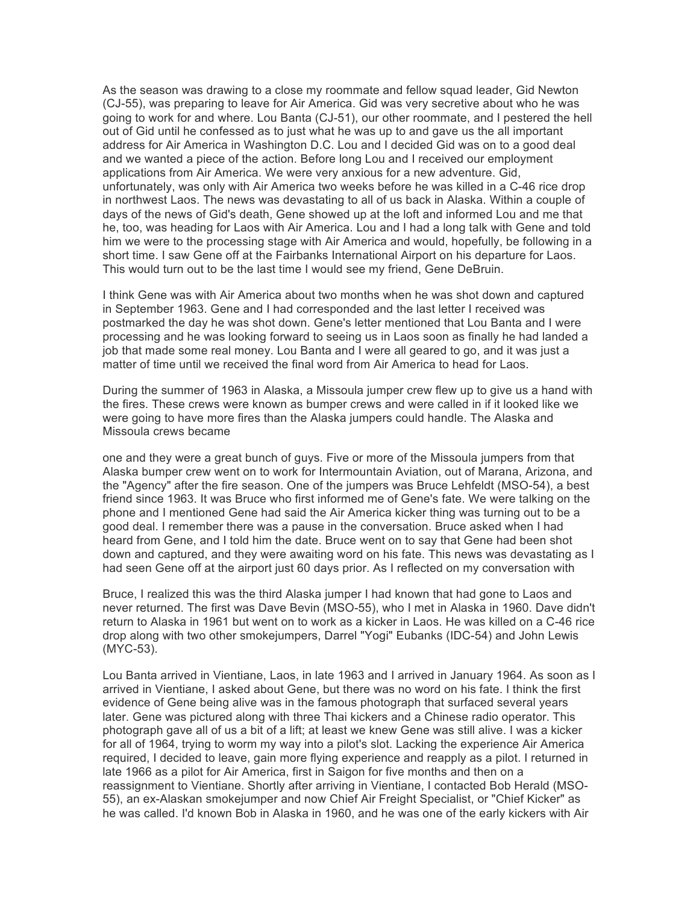As the season was drawing to a close my roommate and fellow squad leader, Gid Newton (CJ-55), was preparing to leave for Air America. Gid was very secretive about who he was going to work for and where. Lou Banta (CJ-51), our other roommate, and I pestered the hell out of Gid until he confessed as to just what he was up to and gave us the all important address for Air America in Washington D.C. Lou and I decided Gid was on to a good deal and we wanted a piece of the action. Before long Lou and I received our employment applications from Air America. We were very anxious for a new adventure. Gid, unfortunately, was only with Air America two weeks before he was killed in a C-46 rice drop in northwest Laos. The news was devastating to all of us back in Alaska. Within a couple of days of the news of Gid's death, Gene showed up at the loft and informed Lou and me that he, too, was heading for Laos with Air America. Lou and I had a long talk with Gene and told him we were to the processing stage with Air America and would, hopefully, be following in a short time. I saw Gene off at the Fairbanks International Airport on his departure for Laos. This would turn out to be the last time I would see my friend, Gene DeBruin.

I think Gene was with Air America about two months when he was shot down and captured in September 1963. Gene and I had corresponded and the last letter I received was postmarked the day he was shot down. Gene's letter mentioned that Lou Banta and I were processing and he was looking forward to seeing us in Laos soon as finally he had landed a job that made some real money. Lou Banta and I were all geared to go, and it was just a matter of time until we received the final word from Air America to head for Laos.

During the summer of 1963 in Alaska, a Missoula jumper crew flew up to give us a hand with the fires. These crews were known as bumper crews and were called in if it looked like we were going to have more fires than the Alaska jumpers could handle. The Alaska and Missoula crews became one and they were a great bunch of guys. Five or more of the Missoula jumpers from that Alaska bumper crew went on to work for Intermountain Aviation, out of Marana, Arizona, and the "Agency" after the fire season. One of the jumpers was Bruce Lehfeldt (MSO-54), a best friend since 1963. It was Bruce who first informed me of Gene's fate. We were talking on the phone and I mentioned Gene had said the Air America kicker thing was turning out to be a good deal. I remember there was a pause in the conversation. Bruce asked when I had heard from Gene, and I told him the date. Bruce went on to say that Gene had been shot down and captured, and they were awaiting word on his fate. This news was devastating as I had seen Gene off at the airport just 60 days prior. As I reflected on my conversation with Bruce, I realized this was the third Alaska jumper I had known that had gone to Laos and never returned. The first was Dave Bevin (MSO-55), who I met in Alaska in 1960. Dave didn't return to Alaska in 1961 but went on to work as a kicker in Laos. He was killed on a C-46 rice drop along with two other smokejumpers, Darrel "Yogi" Eubanks (IDC-54) and John Lewis (MYC-53).

Lou Banta arrived in Vientiane, Laos, in late 1963 and I arrived in January 1964. As soon as I arrived in Vientiane, I asked about Gene, but there was no word on his fate. I think the first evidence of Gene being alive was in the famous photograph that surfaced several years later. Gene was pictured along with three Thai kickers and a Chinese radio operator. This photograph gave all of us a bit of a lift; at least we knew Gene was still alive. I was a kicker for all of 1964, trying to worm my way into a pilot's slot. Lacking the experience Air America required, I decided to leave, gain more flying experience and reapply as a pilot. I returned in late 1966 as a pilot for Air America, first in Saigon for five months and then on a reassignment to Vientiane. Shortly after arriving in Vientiane, I contacted Bob Herald (MSO-55), an ex-Alaskan smokejumper and now Chief Air Freight Specialist, or "Chief Kicker" as he was called. I'd known Bob in Alaska in 1960, and he was one of the early kickers with Air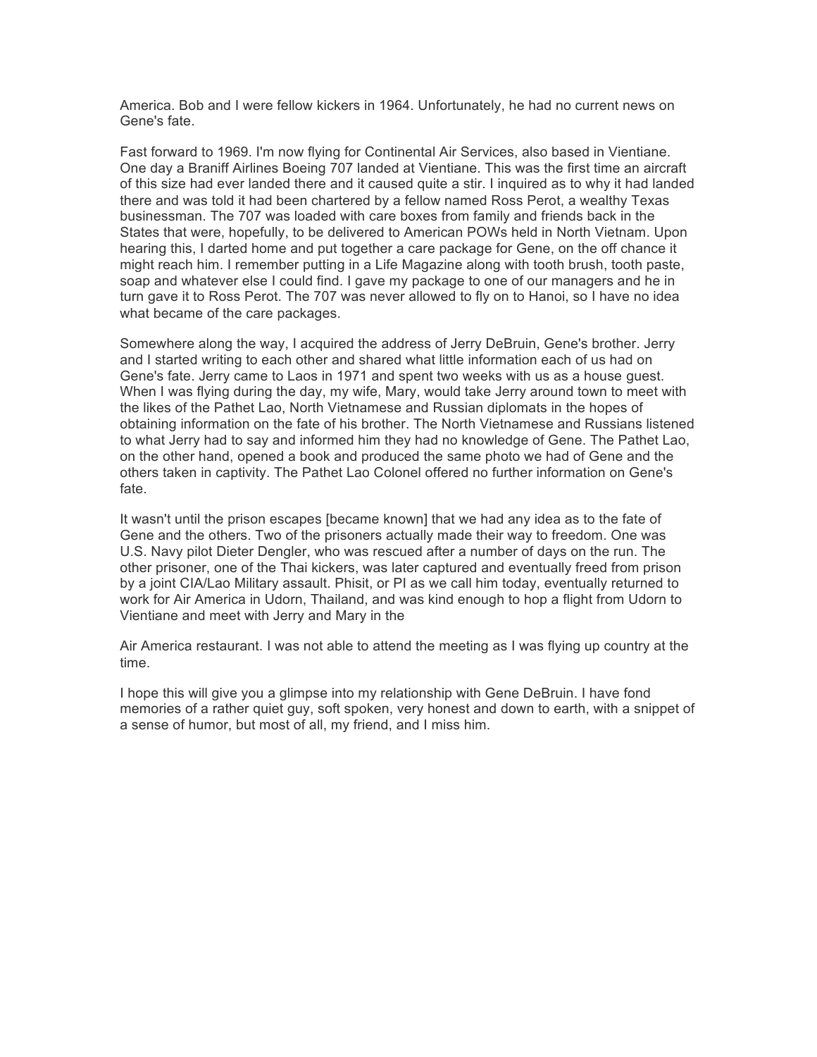America. Bob and I were fellow kickers in 1964. Unfortunately, he had no current news on Gene's fate.

Fast forward to 1969. I'm now flying for Continental Air Services, also based in Vientiane. One day a Braniff Airlines Boeing 707 landed at Vientiane. This was the first time an aircraft of this size had ever landed there and it caused quite a stir. I inquired as to why it had landed there and was told it had been chartered by a fellow named Ross Perot, a wealthy Texas businessman. The 707 was loaded with care boxes from family and friends back in the States that were, hopefully, to be delivered to American POWs held in North Vietnam. Upon hearing this, I darted home and put together a care package for Gene, on the off chance it might reach him. I remember putting in a Life Magazine along with tooth brush, tooth paste, soap and whatever else I could find. I gave my package to one of our managers and he in turn gave it to Ross Perot. The 707 was never allowed to fly on to Hanoi, so I have no idea what became of the care packages.

Somewhere along the way, I acquired the address of Jerry DeBruin, Gene's brother. Jerry and I started writing to each other and shared what little information each of us had on Gene's fate. Jerry came to Laos in 1971 and spent two weeks with us as a house guest. When I was flying during the day, my wife, Mary, would take Jerry around town to meet with the likes of the Pathet Lao, North Vietnamese and Russian diplomats in the hopes of obtaining information on the fate of his brother. The North Vietnamese and Russians listened to what Jerry had to say and informed him they had no knowledge of Gene. The Pathet Lao, on the other hand, opened a book and produced the same photo we had of Gene and the others taken in captivity. The Pathet Lao Colonel offered no further information on Gene's fate.

It wasn't until the prison escapes [became known] that we had any idea as to the fate of Gene and the others. Two of the prisoners actually made their way to freedom. One was U.S. Navy pilot Dieter Dengler, who was rescued after a number of days on the run. The other prisoner, one of the Thai kickers, was later captured and eventually freed from prison by a joint CIA/Lao Military assault. Phisit, or PI as we call him today, eventually returned to work for Air America in Udorn, Thailand, and was kind enough to hop a flight from Udorn to Vientiane and meet with Jerry and Mary in the Air America restaurant. I was not able to attend the meeting as I was flying up country at the time.

I hope this will give you a glimpse into my relationship with Gene DeBruin. I have fond memories of a rather quiet guy, soft spoken, very honest and down to earth, with a snippet of a sense of humor, but most of all, my friend, and I miss him.